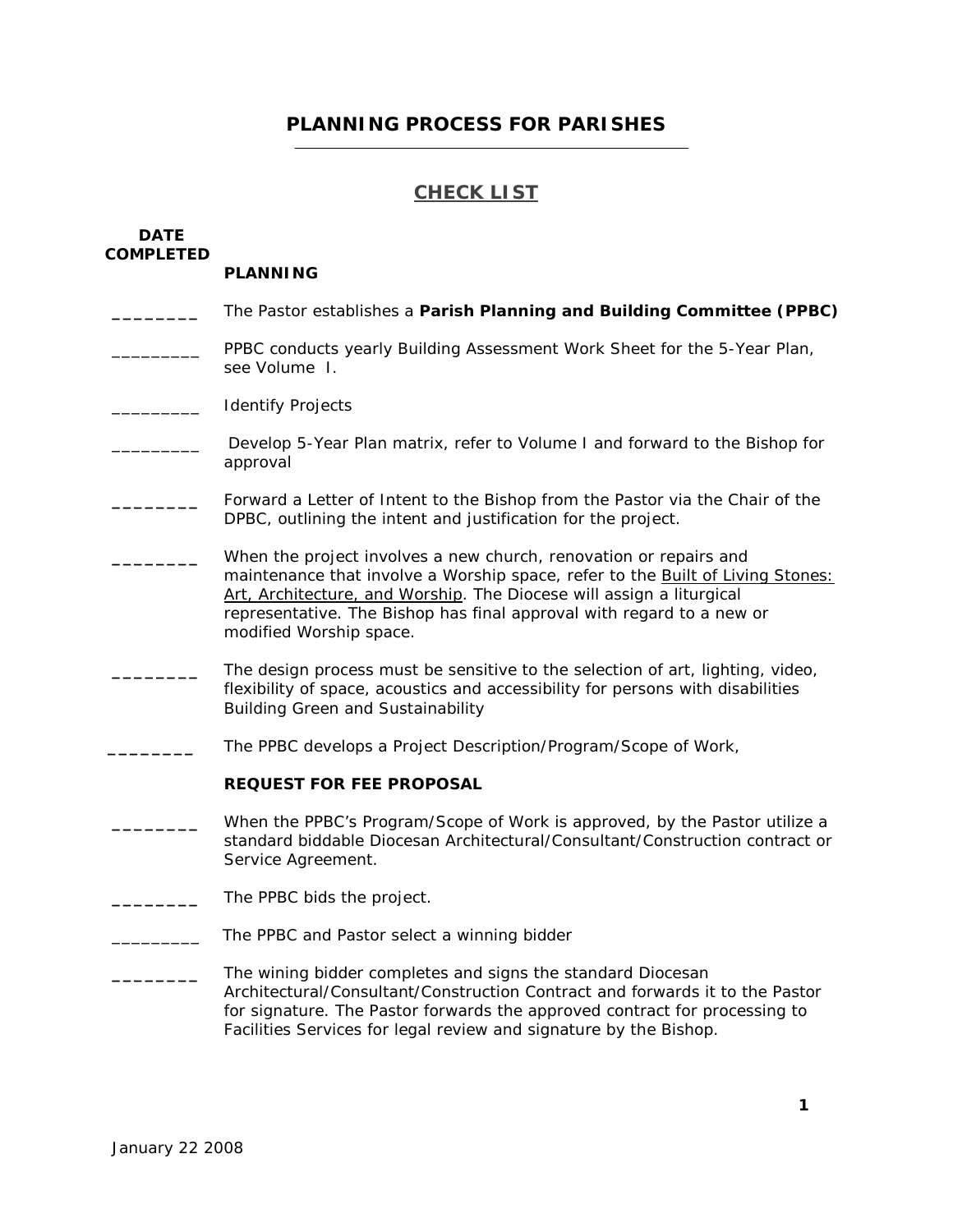# PLANNING PROCESS FOR PARISHES

## CHECK LIST

**DATE COMPLETED**

**PLANNING**

________ The Pastor establishes a **Parish Planning and Building Committee (PPBC)**

_________ PPBC conducts yearly Building Assessment Work Sheet for the 5-Year Plan, see Volume I.

_________ Identify Projects

_________ Develop 5-Year Plan matrix, refer to Volume I and forward to the Bishop for approval

________ Forward a Letter of Intent to the Bishop from the Pastor via the Chair of the DPBC, outlining the intent and justification for the project.

________ When the project involves a new church, renovation or repairs and maintenance that involve a Worship space, refer to the <u>Built of Living Stones: Art, Architecture, and Worship</u>. The Diocese will assign a liturgical representative. The Bishop has final approval with regard to a new or modified Worship space.

________ The design process must be sensitive to the selection of art, lighting, video, flexibility of space, acoustics and accessibility for persons with disabilities Building Green and Sustainability

________ The PPBC develops a Project Description/Program/Scope of Work,

**REQUEST FOR FEE PROPOSAL**

________ When the PPBC's Program/Scope of Work is approved, by the Pastor utilize a standard biddable Diocesan Architectural/Consultant/Construction contract or Service Agreement.

________ The PPBC bids the project.

_________ The PPBC and Pastor select a winning bidder

________ The wining bidder completes and signs the standard Diocesan Architectural/Consultant/Construction Contract and forwards it to the Pastor for signature. The Pastor forwards the approved contract for processing to Facilities Services for legal review and signature by the Bishop.

January 22 2008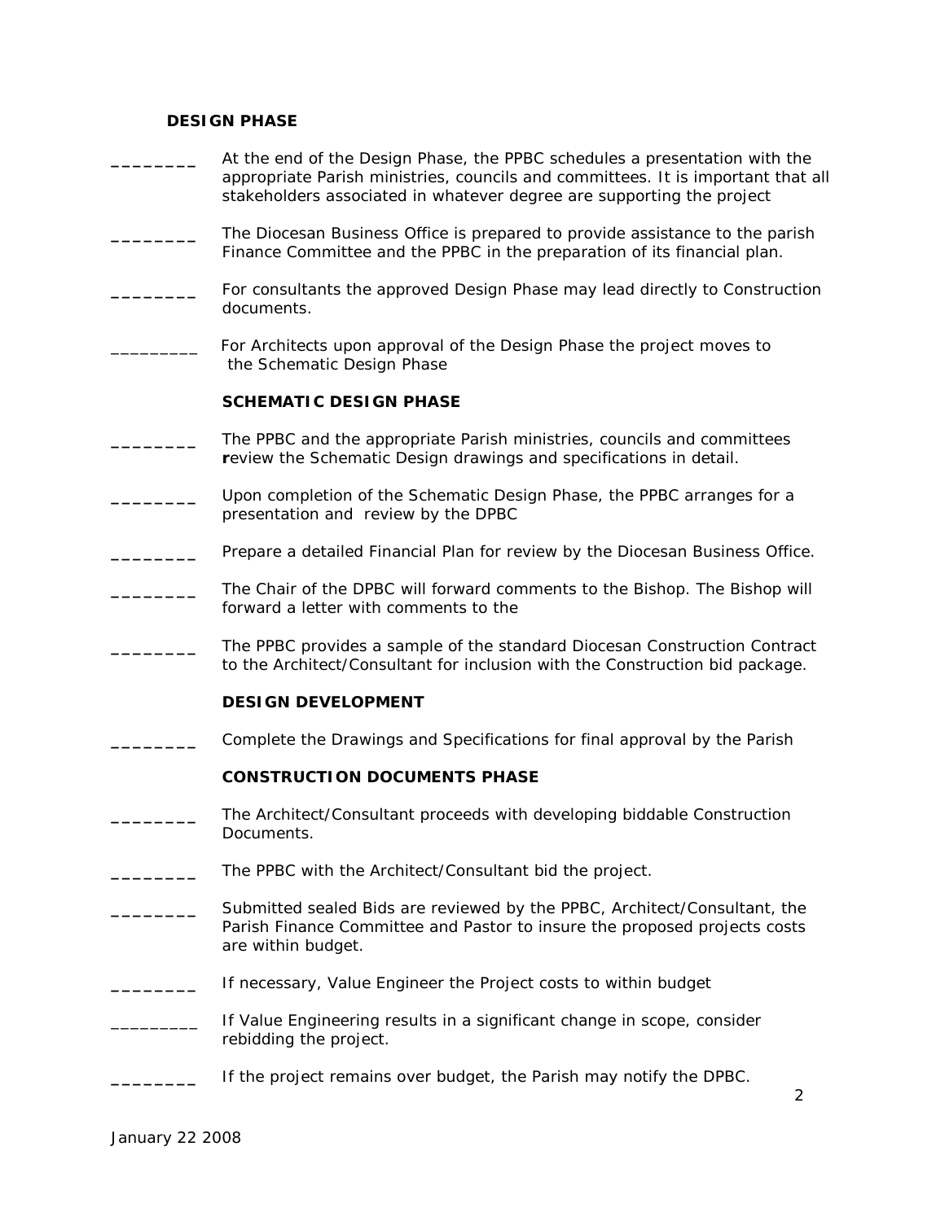**DESIGN PHASE**

________ At the end of the Design Phase, the PPBC schedules a presentation with the appropriate Parish ministries, councils and committees. It is important that all stakeholders associated in whatever degree are supporting the project

________ The Diocesan Business Office is prepared to provide assistance to the parish Finance Committee and the PPBC in the preparation of its financial plan.

________ For consultants the approved Design Phase may lead directly to Construction documents.

________ For Architects upon approval of the Design Phase the project moves to the Schematic Design Phase

**SCHEMATIC DESIGN PHASE**

________ The PPBC and the appropriate Parish ministries, councils and committees **r**eview the Schematic Design drawings and specifications in detail.

________ Upon completion of the Schematic Design Phase, the PPBC arranges for a presentation and review by the DPBC

________ Prepare a detailed Financial Plan for review by the Diocesan Business Office.

________ The Chair of the DPBC will forward comments to the Bishop. The Bishop will forward a letter with comments to the

________ The PPBC provides a sample of the standard Diocesan Construction Contract to the Architect/Consultant for inclusion with the Construction bid package.

**DESIGN DEVELOPMENT**

________ Complete the Drawings and Specifications for final approval by the Parish

**CONSTRUCTION DOCUMENTS PHASE**

________ The Architect/Consultant proceeds with developing biddable Construction Documents.

________ The PPBC with the Architect/Consultant bid the project.

________ Submitted sealed Bids are reviewed by the PPBC, Architect/Consultant, the Parish Finance Committee and Pastor to insure the proposed projects costs are within budget.

________ If necessary, Value Engineer the Project costs to within budget

________ If Value Engineering results in a significant change in scope, consider rebidding the project.

________ If the project remains over budget, the Parish may notify the DPBC.

January 22 2008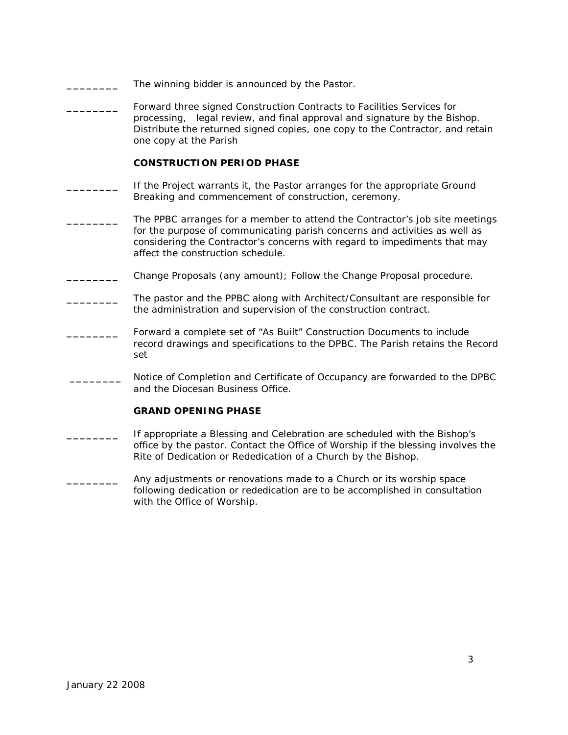________ The winning bidder is announced by the Pastor.

________ Forward three signed Construction Contracts to Facilities Services for processing,  legal review, and final approval and signature by the Bishop. Distribute the returned signed copies, one copy to the Contractor, and retain one copy at the Parish

**CONSTRUCTION PERIOD PHASE**

________ If the Project warrants it, the Pastor arranges for the appropriate Ground Breaking and commencement of construction, ceremony.

________ The PPBC arranges for a member to attend the Contractor's job site meetings for the purpose of communicating parish concerns and activities as well as considering the Contractor's concerns with regard to impediments that may affect the construction schedule.

________ Change Proposals (any amount); Follow the Change Proposal procedure.

________ The pastor and the PPBC along with Architect/Consultant are responsible for the administration and supervision of the construction contract.

________ Forward a complete set of "As Built" Construction Documents to include record drawings and specifications to the DPBC. The Parish retains the Record set

________ Notice of Completion and Certificate of Occupancy are forwarded to the DPBC and the Diocesan Business Office.

**GRAND OPENING PHASE**

________ If appropriate a Blessing and Celebration are scheduled with the Bishop's office by the pastor. Contact the Office of Worship if the blessing involves the Rite of Dedication or Rededication of a Church by the Bishop.

________ Any adjustments or renovations made to a Church or its worship space following dedication or rededication are to be accomplished in consultation with the Office of Worship.

January 22 2008